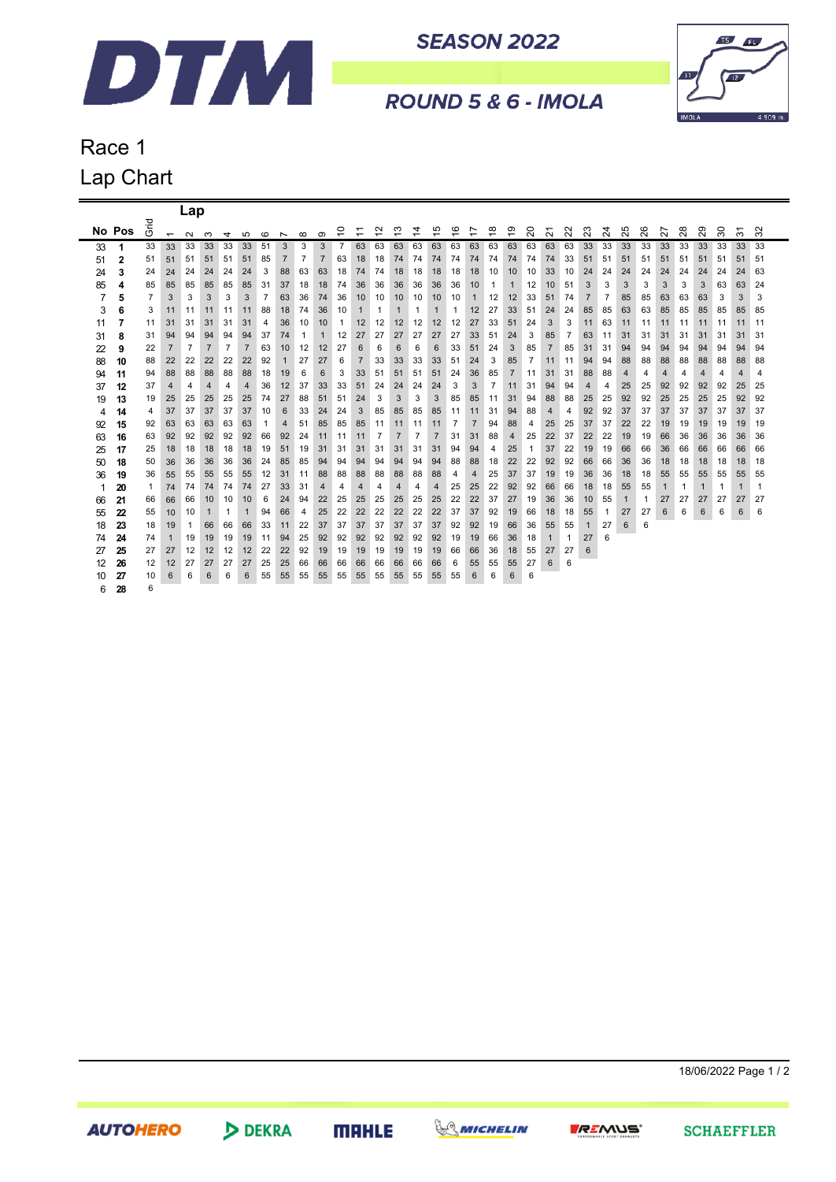# DTM

**SEASON 2022**

**ROUND 5 & 6 - IMOLA**

## Race 1

## Lap Chart

| No | Pos | Grid | 1 | 2 | 3 | 4 | 5 | 6 | 7 | 8 | 9 | 10 | 11 | 12 | 13 | 14 | 15 | 16 | 17 | 18 | 19 | 20 | 21 | 22 | 23 | 24 | 25 | 26 | 27 | 28 | 29 | 30 | 31 | 32 |
|---|---|---|---|---|---|---|---|---|---|---|---|---|---|---|---|---|---|---|---|---|---|---|---|---|---|---|---|---|---|---|---|---|---|---|
| 33 | 1 | 33 | 33 | 33 | 33 | 33 | 33 | 51 | 3 | 3 | 3 | 7 | 63 | 63 | 63 | 63 | 63 | 63 | 63 | 63 | 63 | 63 | 63 | 63 | 33 | 33 | 33 | 33 | 33 | 33 | 33 | 33 | 33 | 33 |
| 51 | 2 | 51 | 51 | 51 | 51 | 51 | 51 | 85 | 7 | 7 | 7 | 63 | 18 | 18 | 74 | 74 | 74 | 74 | 74 | 74 | 74 | 74 | 74 | 33 | 51 | 51 | 51 | 51 | 51 | 51 | 51 | 51 | 51 | 51 |
| 24 | 3 | 24 | 24 | 24 | 24 | 24 | 24 | 3 | 88 | 63 | 63 | 18 | 74 | 74 | 18 | 18 | 18 | 18 | 18 | 10 | 10 | 10 | 33 | 10 | 24 | 24 | 24 | 24 | 24 | 24 | 24 | 24 | 24 | 63 |
| 85 | 4 | 85 | 85 | 85 | 85 | 85 | 85 | 31 | 37 | 18 | 18 | 74 | 36 | 36 | 36 | 36 | 36 | 36 | 10 | 1 | 1 | 12 | 10 | 51 | 3 | 3 | 3 | 3 | 3 | 3 | 3 | 63 | 63 | 24 |
| 7 | 5 | 7 | 3 | 3 | 3 | 3 | 3 | 7 | 63 | 36 | 74 | 36 | 10 | 10 | 10 | 10 | 10 | 10 | 1 | 12 | 12 | 33 | 51 | 74 | 7 | 7 | 85 | 85 | 63 | 63 | 63 | 3 | 3 | 3 |
| 3 | 6 | 3 | 11 | 11 | 11 | 11 | 11 | 88 | 18 | 74 | 36 | 10 | 1 | 1 | 1 | 1 | 1 | 1 | 12 | 27 | 33 | 51 | 24 | 24 | 85 | 85 | 63 | 63 | 85 | 85 | 85 | 85 | 85 | 85 |
| 11 | 7 | 11 | 31 | 31 | 31 | 31 | 31 | 4 | 36 | 10 | 10 | 1 | 12 | 12 | 12 | 12 | 12 | 12 | 27 | 33 | 51 | 24 | 3 | 3 | 11 | 63 | 11 | 11 | 11 | 11 | 11 | 11 | 11 | 11 |
| 31 | 8 | 31 | 94 | 94 | 94 | 94 | 94 | 37 | 74 | 1 | 1 | 12 | 27 | 27 | 27 | 27 | 27 | 27 | 33 | 51 | 24 | 3 | 85 | 7 | 63 | 11 | 31 | 31 | 31 | 31 | 31 | 31 | 31 | 31 |
| 22 | 9 | 22 | 7 | 7 | 7 | 7 | 7 | 63 | 10 | 12 | 12 | 27 | 6 | 6 | 6 | 6 | 6 | 33 | 51 | 24 | 3 | 85 | 7 | 85 | 31 | 31 | 94 | 94 | 94 | 94 | 94 | 94 | 94 | 94 |
| 88 | 10 | 88 | 22 | 22 | 22 | 22 | 22 | 92 | 1 | 27 | 27 | 6 | 7 | 33 | 33 | 33 | 33 | 51 | 24 | 3 | 85 | 7 | 11 | 11 | 94 | 94 | 88 | 88 | 88 | 88 | 88 | 88 | 88 | 88 |
| 94 | 11 | 94 | 88 | 88 | 88 | 88 | 88 | 18 | 19 | 6 | 6 | 3 | 33 | 51 | 51 | 51 | 51 | 24 | 36 | 85 | 7 | 11 | 31 | 31 | 88 | 88 | 4 | 4 | 4 | 4 | 4 | 4 | 4 | 4 |
| 37 | 12 | 37 | 4 | 4 | 4 | 4 | 4 | 36 | 12 | 37 | 33 | 33 | 51 | 24 | 24 | 24 | 24 | 3 | 3 | 7 | 11 | 31 | 94 | 94 | 4 | 4 | 25 | 25 | 92 | 92 | 92 | 92 | 25 | 25 |
| 19 | 13 | 19 | 25 | 25 | 25 | 25 | 25 | 74 | 27 | 88 | 51 | 51 | 24 | 3 | 3 | 3 | 3 | 85 | 85 | 11 | 31 | 94 | 88 | 88 | 25 | 25 | 92 | 92 | 25 | 25 | 25 | 25 | 92 | 92 |
| 4 | 14 | 4 | 37 | 37 | 37 | 37 | 37 | 10 | 6 | 33 | 24 | 24 | 3 | 85 | 85 | 85 | 85 | 11 | 11 | 31 | 94 | 88 | 4 | 4 | 92 | 92 | 37 | 37 | 37 | 37 | 37 | 37 | 37 | 37 |
| 92 | 15 | 92 | 63 | 63 | 63 | 63 | 63 | 1 | 4 | 51 | 85 | 85 | 85 | 11 | 11 | 11 | 11 | 7 | 7 | 94 | 88 | 4 | 25 | 25 | 37 | 37 | 22 | 22 | 19 | 19 | 19 | 19 | 19 | 19 |
| 63 | 16 | 63 | 92 | 92 | 92 | 92 | 92 | 66 | 92 | 24 | 11 | 11 | 11 | 7 | 7 | 7 | 7 | 31 | 31 | 88 | 4 | 25 | 22 | 37 | 22 | 22 | 19 | 19 | 66 | 36 | 36 | 36 | 36 | 36 |
| 25 | 17 | 25 | 18 | 18 | 18 | 18 | 18 | 19 | 51 | 19 | 31 | 31 | 31 | 31 | 31 | 31 | 31 | 94 | 94 | 4 | 25 | 1 | 37 | 22 | 19 | 19 | 66 | 66 | 36 | 66 | 66 | 66 | 66 | 66 |
| 50 | 18 | 50 | 36 | 36 | 36 | 36 | 36 | 24 | 85 | 85 | 94 | 94 | 94 | 94 | 94 | 94 | 94 | 88 | 88 | 18 | 22 | 22 | 92 | 92 | 66 | 66 | 36 | 36 | 18 | 18 | 18 | 18 | 18 | 18 |
| 36 | 19 | 36 | 55 | 55 | 55 | 55 | 55 | 12 | 31 | 11 | 88 | 88 | 88 | 88 | 88 | 88 | 88 | 4 | 4 | 25 | 37 | 37 | 19 | 19 | 36 | 36 | 18 | 18 | 55 | 55 | 55 | 55 | 55 | 55 |
| 1 | 20 | 1 | 74 | 74 | 74 | 74 | 74 | 27 | 33 | 31 | 4 | 4 | 4 | 4 | 4 | 4 | 4 | 25 | 25 | 22 | 92 | 92 | 66 | 66 | 18 | 18 | 55 | 55 | 1 | 1 | 1 | 1 | 1 | 1 |
| 66 | 21 | 66 | 66 | 66 | 10 | 10 | 10 | 6 | 24 | 94 | 22 | 25 | 25 | 25 | 25 | 25 | 25 | 22 | 22 | 37 | 27 | 19 | 36 | 36 | 10 | 55 | 1 | 1 | 27 | 27 | 27 | 27 | 27 | 27 |
| 55 | 22 | 55 | 10 | 10 | 1 | 1 | 1 | 94 | 66 | 4 | 25 | 22 | 22 | 22 | 22 | 22 | 22 | 37 | 37 | 92 | 19 | 66 | 18 | 18 | 55 | 1 | 27 | 27 | 6 | 6 | 6 | 6 | 6 | 6 |
| 18 | 23 | 18 | 19 | 1 | 66 | 66 | 66 | 33 | 11 | 22 | 37 | 37 | 37 | 37 | 37 | 37 | 37 | 92 | 92 | 19 | 66 | 36 | 55 | 55 | 1 | 27 | 6 | 6 | | | | | | |
| 74 | 24 | 74 | 1 | 19 | 19 | 19 | 19 | 11 | 94 | 25 | 92 | 92 | 92 | 92 | 92 | 92 | 92 | 19 | 19 | 66 | 36 | 18 | 1 | 1 | 27 | 6 | | | | | | | | |
| 27 | 25 | 27 | 27 | 12 | 12 | 12 | 12 | 22 | 22 | 92 | 19 | 19 | 19 | 19 | 19 | 19 | 19 | 66 | 66 | 36 | 18 | 55 | 27 | 27 | 6 | | | | | | | | | |
| 12 | 26 | 12 | 12 | 27 | 27 | 27 | 27 | 25 | 25 | 66 | 66 | 66 | 66 | 66 | 66 | 66 | 66 | 6 | 55 | 55 | 55 | 27 | 6 | 6 | | | | | | | | | | |
| 10 | 27 | 10 | 6 | 6 | 6 | 6 | 6 | 55 | 55 | 55 | 55 | 55 | 55 | 55 | 55 | 55 | 55 | 55 | 6 | 6 | 6 | 6 | | | | | | | | | | | | |
| 6 | 28 | 6 | | | | | | | | | | | | | | | | | | | | | | | | | | | | | | | | |

18/06/2022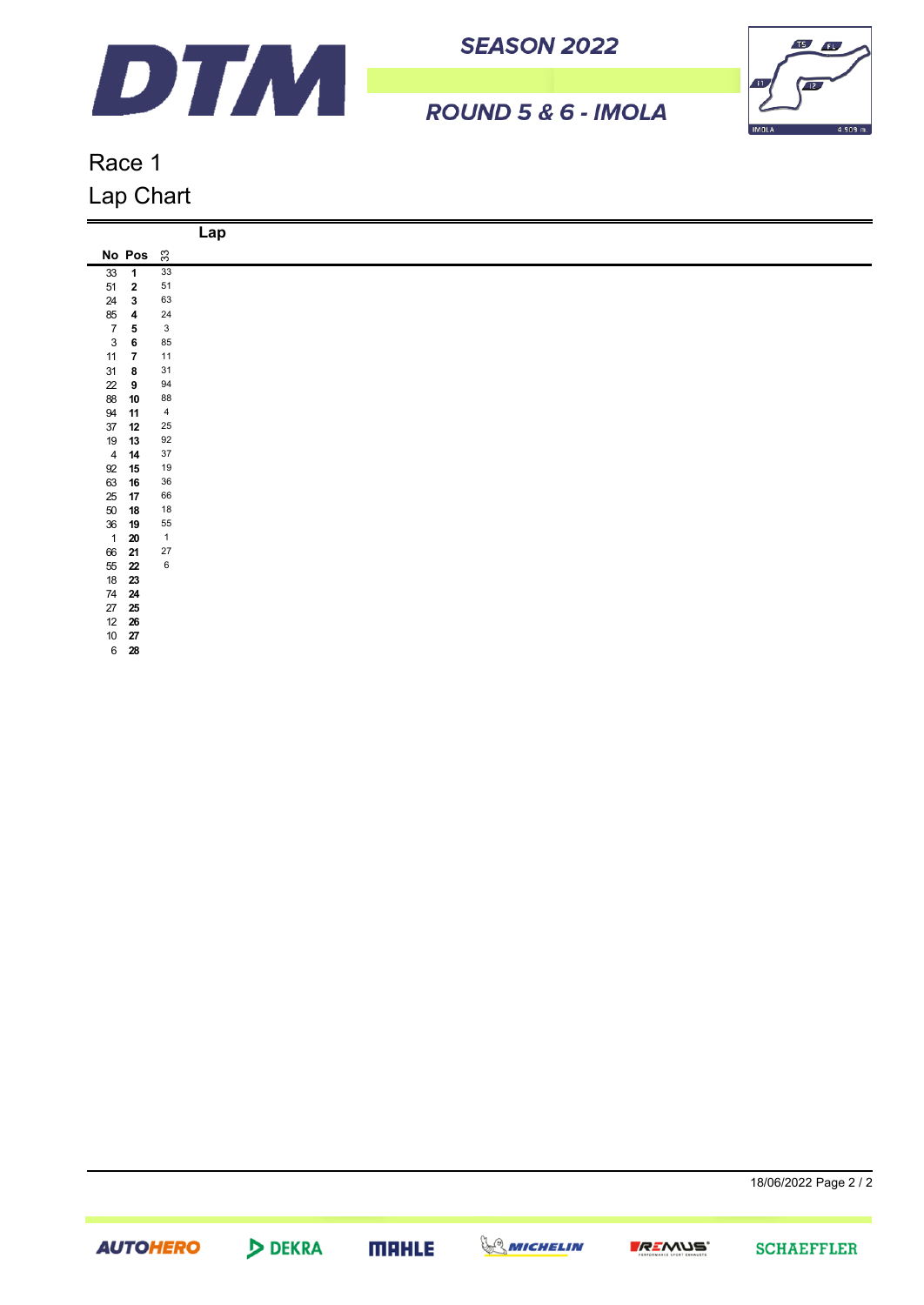# DTM

## SEASON 2022

## ROUND 5 & 6 - IMOLA

# Race 1

## Lap Chart

| No | Pos | Lap 33 |
|---|---|---|
| 33 | 1 | 33 |
| 51 | 2 | 51 |
| 24 | 3 | 63 |
| 85 | 4 | 24 |
| 7 | 5 | 3 |
| 3 | 6 | 85 |
| 11 | 7 | 11 |
| 31 | 8 | 31 |
| 22 | 9 | 94 |
| 88 | 10 | 88 |
| 94 | 11 | 4 |
| 37 | 12 | 25 |
| 19 | 13 | 92 |
| 4 | 14 | 37 |
| 92 | 15 | 19 |
| 63 | 16 | 36 |
| 25 | 17 | 66 |
| 50 | 18 | 18 |
| 36 | 19 | 55 |
| 1 | 20 | 1 |
| 66 | 21 | 27 |
| 55 | 22 | 6 |
| 18 | 23 | |
| 74 | 24 | |
| 27 | 25 | |
| 12 | 26 | |
| 10 | 27 | |
| 6 | 28 | |

18/06/2022